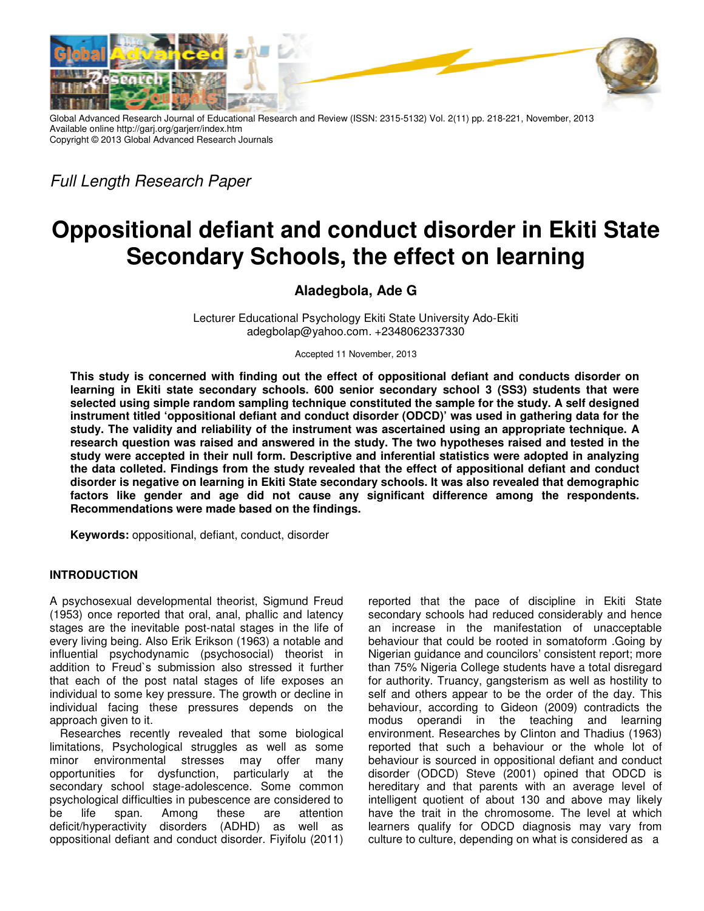Global Advanced Research Journal of Educational Research and Review (ISSN: 2315-5132) Vol. 2(11) pp. 218-221, November, 2013
Available online http://garj.org/garjerr/index.htm
Copyright © 2013 Global Advanced Research Journals

*Full Length Research Paper*

# Oppositional defiant and conduct disorder in Ekiti State Secondary Schools, the effect on learning

**Aladegbola, Ade G**

Lecturer Educational Psychology Ekiti State University Ado-Ekiti
adegbolap@yahoo.com. +2348062337330

Accepted 11 November, 2013

**This study is concerned with finding out the effect of oppositional defiant and conducts disorder on learning in Ekiti state secondary schools. 600 senior secondary school 3 (SS3) students that were selected using simple random sampling technique constituted the sample for the study. A self designed instrument titled 'oppositional defiant and conduct disorder (ODCD)' was used in gathering data for the study. The validity and reliability of the instrument was ascertained using an appropriate technique. A research question was raised and answered in the study. The two hypotheses raised and tested in the study were accepted in their null form. Descriptive and inferential statistics were adopted in analyzing the data colleted. Findings from the study revealed that the effect of appositional defiant and conduct disorder is negative on learning in Ekiti State secondary schools. It was also revealed that demographic factors like gender and age did not cause any significant difference among the respondents. Recommendations were made based on the findings.**

**Keywords:** oppositional, defiant, conduct, disorder

## INTRODUCTION

A psychosexual developmental theorist, Sigmund Freud (1953) once reported that oral, anal, phallic and latency stages are the inevitable post-natal stages in the life of every living being. Also Erik Erikson (1963) a notable and influential psychodynamic (psychosocial) theorist in addition to Freud`s submission also stressed it further that each of the post natal stages of life exposes an individual to some key pressure. The growth or decline in individual facing these pressures depends on the approach given to it.

Researches recently revealed that some biological limitations, Psychological struggles as well as some minor environmental stresses may offer many opportunities for dysfunction, particularly at the secondary school stage-adolescence. Some common psychological difficulties in pubescence are considered to be life span. Among these are attention deficit/hyperactivity disorders (ADHD) as well as oppositional defiant and conduct disorder. Fiyifolu (2011) reported that the pace of discipline in Ekiti State secondary schools had reduced considerably and hence an increase in the manifestation of unacceptable behaviour that could be rooted in somatoform .Going by Nigerian guidance and councilors' consistent report; more than 75% Nigeria College students have a total disregard for authority. Truancy, gangsterism as well as hostility to self and others appear to be the order of the day. This behaviour, according to Gideon (2009) contradicts the modus operandi in the teaching and learning environment. Researches by Clinton and Thadius (1963) reported that such a behaviour or the whole lot of behaviour is sourced in oppositional defiant and conduct disorder (ODCD) Steve (2001) opined that ODCD is hereditary and that parents with an average level of intelligent quotient of about 130 and above may likely have the trait in the chromosome. The level at which learners qualify for ODCD diagnosis may vary from culture to culture, depending on what is considered as a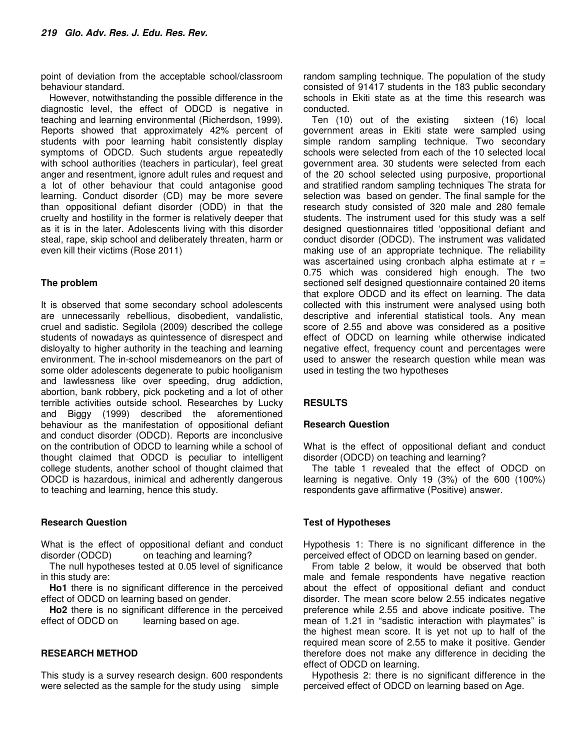point of deviation from the acceptable school/classroom behaviour standard.

However, notwithstanding the possible difference in the diagnostic level, the effect of ODCD is negative in teaching and learning environmental (Richerdson, 1999). Reports showed that approximately 42% percent of students with poor learning habit consistently display symptoms of ODCD. Such students argue repeatedly with school authorities (teachers in particular), feel great anger and resentment, ignore adult rules and request and a lot of other behaviour that could antagonise good learning. Conduct disorder (CD) may be more severe than oppositional defiant disorder (ODD) in that the cruelty and hostility in the former is relatively deeper that as it is in the later. Adolescents living with this disorder steal, rape, skip school and deliberately threaten, harm or even kill their victims (Rose 2011)

## The problem

It is observed that some secondary school adolescents are unnecessarily rebellious, disobedient, vandalistic, cruel and sadistic. Segilola (2009) described the college students of nowadays as quintessence of disrespect and disloyalty to higher authority in the teaching and learning environment. The in-school misdemeanors on the part of some older adolescents degenerate to pubic hooliganism and lawlessness like over speeding, drug addiction, abortion, bank robbery, pick pocketing and a lot of other terrible activities outside school. Researches by Lucky and Biggy (1999) described the aforementioned behaviour as the manifestation of oppositional defiant and conduct disorder (ODCD). Reports are inconclusive on the contribution of ODCD to learning while a school of thought claimed that ODCD is peculiar to intelligent college students, another school of thought claimed that ODCD is hazardous, inimical and adherently dangerous to teaching and learning, hence this study.

## Research Question

What is the effect of oppositional defiant and conduct disorder (ODCD) on teaching and learning?

The null hypotheses tested at 0.05 level of significance in this study are:

**Ho1** there is no significant difference in the perceived effect of ODCD on learning based on gender.

**Ho2** there is no significant difference in the perceived effect of ODCD on learning based on age.

## RESEARCH METHOD

This study is a survey research design. 600 respondents were selected as the sample for the study using simple random sampling technique. The population of the study consisted of 91417 students in the 183 public secondary schools in Ekiti state as at the time this research was conducted.

Ten (10) out of the existing sixteen (16) local government areas in Ekiti state were sampled using simple random sampling technique. Two secondary schools were selected from each of the 10 selected local government area. 30 students were selected from each of the 20 school selected using purposive, proportional and stratified random sampling techniques The strata for selection was based on gender. The final sample for the research study consisted of 320 male and 280 female students. The instrument used for this study was a self designed questionnaire titled 'oppositional defiant and conduct disorder (ODCD). The instrument was validated making use of an appropriate technique. The reliability was ascertained using cronbach alpha estimate at $r = 0.75$ which was considered high enough. The two sectioned self designed questionnaire contained 20 items that explore ODCD and its effect on learning. The data collected with this instrument were analysed using both descriptive and inferential statistical tools. Any mean score of 2.55 and above was considered as a positive effect of ODCD on learning while otherwise indicated negative effect, frequency count and percentages were used to answer the research question while mean was used in testing the two hypotheses

## RESULTS

### Research Question

What is the effect of oppositional defiant and conduct disorder (ODCD) on teaching and learning?

The table 1 revealed that the effect of ODCD on learning is negative. Only 19 (3%) of the 600 (100%) respondents gave affirmative (Positive) answer.

### Test of Hypotheses

Hypothesis 1: There is no significant difference in the perceived effect of ODCD on learning based on gender.

From table 2 below, it would be observed that both male and female respondents have negative reaction about the effect of oppositional defiant and conduct disorder. The mean score below 2.55 indicates negative preference while 2.55 and above indicate positive. The mean of 1.21 in "sadistic interaction with playmates" is the highest mean score. It is yet not up to half of the required mean score of 2.55 to make it positive. Gender therefore does not make any difference in deciding the effect of ODCD on learning.

Hypothesis 2: there is no significant difference in the perceived effect of ODCD on learning based on Age.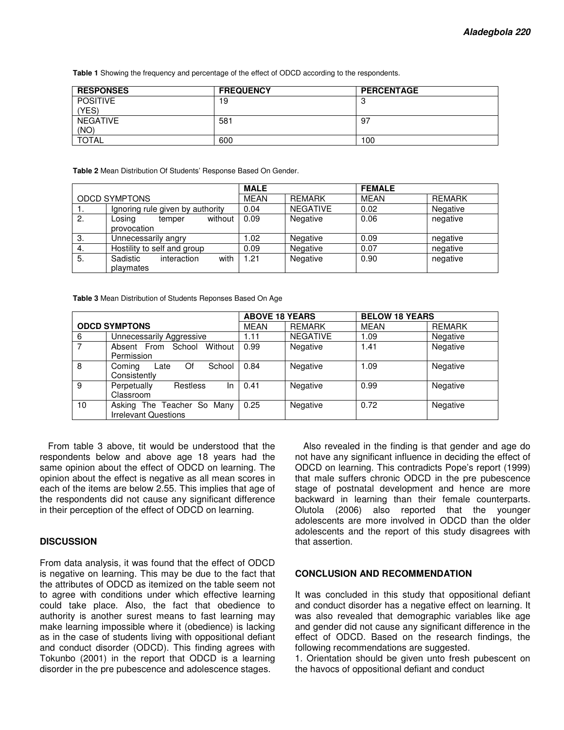**Table 1** Showing the frequency and percentage of the effect of ODCD according to the respondents.

| RESPONSES | FREQUENCY | PERCENTAGE |
|---|---|---|
| POSITIVE (YES) | 19 | 3 |
| NEGATIVE (NO) | 581 | 97 |
| TOTAL | 600 | 100 |

**Table 2** Mean Distribution Of Students' Response Based On Gender.

| | | MALE | | FEMALE | |
|---|---|---|---|---|---|
| ODCD SYMPTONS | | MEAN | REMARK | MEAN | REMARK |
| 1. | Ignoring rule given by authority | 0.04 | NEGATIVE | 0.02 | Negative |
| 2. | Losing temper without provocation | 0.09 | Negative | 0.06 | negative |
| 3. | Unnecessarily angry | 1.02 | Negative | 0.09 | negative |
| 4. | Hostility to self and group | 0.09 | Negative | 0.07 | negative |
| 5. | Sadistic interaction with playmates | 1.21 | Negative | 0.90 | negative |

**Table 3** Mean Distribution of Students Reponses Based On Age

| | | ABOVE 18 YEARS | | BELOW 18 YEARS | |
|---|---|---|---|---|---|
| **ODCD SYMPTONS** | | MEAN | REMARK | MEAN | REMARK |
| 6 | Unnecessarily Aggressive | 1.11 | NEGATIVE | 1.09 | Negative |
| 7 | Absent From School Without Permission | 0.99 | Negative | 1.41 | Negative |
| 8 | Coming Late Of School Consistently | 0.84 | Negative | 1.09 | Negative |
| 9 | Perpetually Restless In Classroom | 0.41 | Negative | 0.99 | Negative |
| 10 | Asking The Teacher So Many Irrelevant Questions | 0.25 | Negative | 0.72 | Negative |

From table 3 above, tit would be understood that the respondents below and above age 18 years had the same opinion about the effect of ODCD on learning. The opinion about the effect is negative as all mean scores in each of the items are below 2.55. This implies that age of the respondents did not cause any significant difference in their perception of the effect of ODCD on learning.

## DISCUSSION

From data analysis, it was found that the effect of ODCD is negative on learning. This may be due to the fact that the attributes of ODCD as itemized on the table seem not to agree with conditions under which effective learning could take place. Also, the fact that obedience to authority is another surest means to fast learning may make learning impossible where it (obedience) is lacking as in the case of students living with oppositional defiant and conduct disorder (ODCD). This finding agrees with Tokunbo (2001) in the report that ODCD is a learning disorder in the pre pubescence and adolescence stages.

Also revealed in the finding is that gender and age do not have any significant influence in deciding the effect of ODCD on learning. This contradicts Pope's report (1999) that male suffers chronic ODCD in the pre pubescence stage of postnatal development and hence are more backward in learning than their female counterparts. Olutola (2006) also reported that the younger adolescents are more involved in ODCD than the older adolescents and the report of this study disagrees with that assertion.

## CONCLUSION AND RECOMMENDATION

It was concluded in this study that oppositional defiant and conduct disorder has a negative effect on learning. It was also revealed that demographic variables like age and gender did not cause any significant difference in the effect of ODCD. Based on the research findings, the following recommendations are suggested.

1. Orientation should be given unto fresh pubescent on the havocs of oppositional defiant and conduct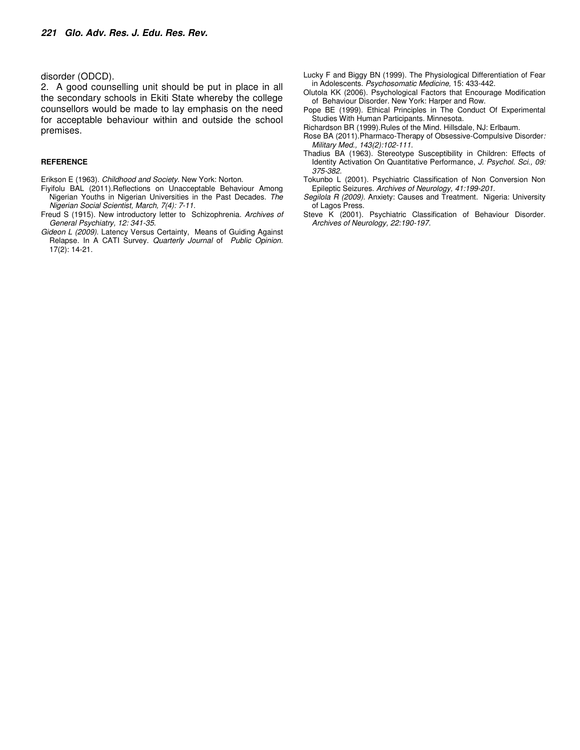disorder (ODCD).

2. A good counselling unit should be put in place in all the secondary schools in Ekiti State whereby the college counsellors would be made to lay emphasis on the need for acceptable behaviour within and outside the school premises.

**REFERENCE**

Erikson E (1963). *Childhood and Society.* New York: Norton.

Fiyifolu BAL (2011).Reflections on Unacceptable Behaviour Among Nigerian Youths in Nigerian Universities in the Past Decades. *The Nigerian Social Scientist, March, 7(4): 7-11.*

Freud S (1915). New introductory letter to Schizophrenia. *Archives of General Psychiatry, 12: 341-35.*

*Gideon L (2009).* Latency Versus Certainty, Means of Guiding Against Relapse. In A CATI Survey. *Quarterly Journal* of *Public Opinion.* 17(2): 14-21.

Lucky F and Biggy BN (1999). The Physiological Differentiation of Fear in Adolescents. *Psychosomatic Medicine,* 15: 433-442.

Olutola KK (2006). Psychological Factors that Encourage Modification of Behaviour Disorder. New York: Harper and Row.

Pope BE (1999). Ethical Principles in The Conduct Of Experimental Studies With Human Participants. Minnesota.

Richardson BR (1999).Rules of the Mind. Hillsdale, NJ: Erlbaum.

Rose BA (2011).Pharmaco-Therapy of Obsessive-Compulsive Disorder*: Military Med., 143(2):102-111.*

Thadius BA (1963). Stereotype Susceptibility in Children: Effects of Identity Activation On Quantitative Performance, *J. Psychol. Sci., 09: 375-382.*

Tokunbo L (2001). Psychiatric Classification of Non Conversion Non Epileptic Seizures. *Archives of Neurology, 41:199-201.*

*Segilola R (2009).* Anxiety: Causes and Treatment. Nigeria: University of Lagos Press.

Steve K (2001). Psychiatric Classification of Behaviour Disorder. *Archives of Neurology, 22:190-197.*